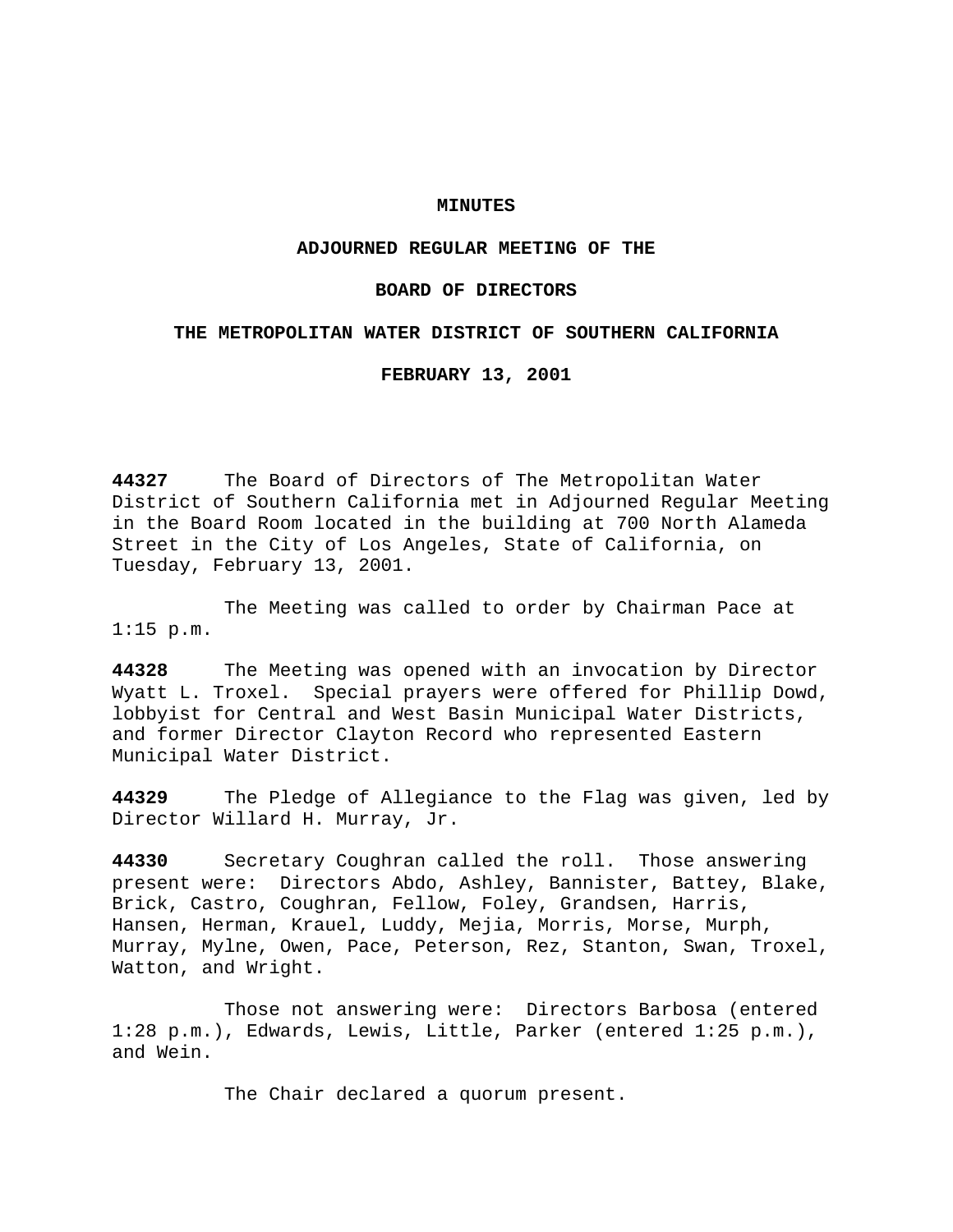# MINUTES

## ADJOURNED REGULAR MEETING OF THE

## BOARD OF DIRECTORS

## THE METROPOLITAN WATER DISTRICT OF SOUTHERN CALIFORNIA

## FEBRUARY 13, 2001

**44327** The Board of Directors of The Metropolitan Water District of Southern California met in Adjourned Regular Meeting in the Board Room located in the building at 700 North Alameda Street in the City of Los Angeles, State of California, on Tuesday, February 13, 2001.

The Meeting was called to order by Chairman Pace at 1:15 p.m.

**44328** The Meeting was opened with an invocation by Director Wyatt L. Troxel. Special prayers were offered for Phillip Dowd, lobbyist for Central and West Basin Municipal Water Districts, and former Director Clayton Record who represented Eastern Municipal Water District.

**44329** The Pledge of Allegiance to the Flag was given, led by Director Willard H. Murray, Jr.

**44330** Secretary Coughran called the roll. Those answering present were: Directors Abdo, Ashley, Bannister, Battey, Blake, Brick, Castro, Coughran, Fellow, Foley, Grandsen, Harris, Hansen, Herman, Krauel, Luddy, Mejia, Morris, Morse, Murph, Murray, Mylne, Owen, Pace, Peterson, Rez, Stanton, Swan, Troxel, Watton, and Wright.

Those not answering were: Directors Barbosa (entered 1:28 p.m.), Edwards, Lewis, Little, Parker (entered 1:25 p.m.), and Wein.

The Chair declared a quorum present.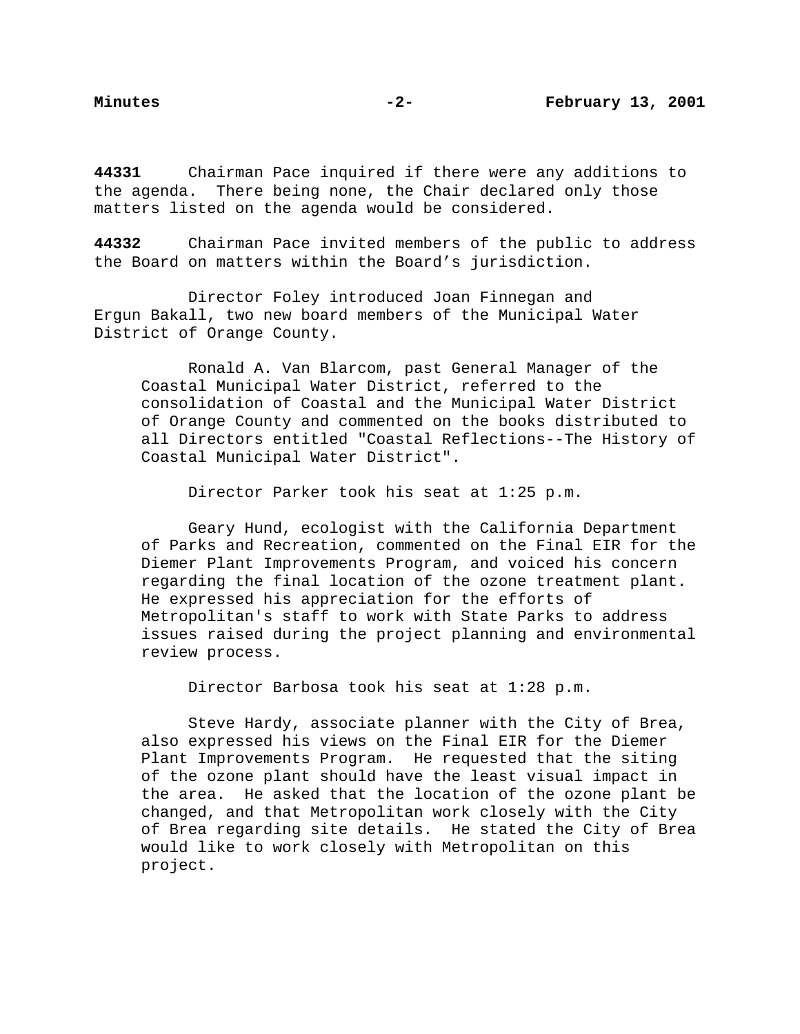**44331** Chairman Pace inquired if there were any additions to the agenda. There being none, the Chair declared only those matters listed on the agenda would be considered.

**44332** Chairman Pace invited members of the public to address the Board on matters within the Board's jurisdiction.

Director Foley introduced Joan Finnegan and Ergun Bakall, two new board members of the Municipal Water District of Orange County.

Ronald A. Van Blarcom, past General Manager of the Coastal Municipal Water District, referred to the consolidation of Coastal and the Municipal Water District of Orange County and commented on the books distributed to all Directors entitled "Coastal Reflections--The History of Coastal Municipal Water District".

Director Parker took his seat at 1:25 p.m.

Geary Hund, ecologist with the California Department of Parks and Recreation, commented on the Final EIR for the Diemer Plant Improvements Program, and voiced his concern regarding the final location of the ozone treatment plant. He expressed his appreciation for the efforts of Metropolitan's staff to work with State Parks to address issues raised during the project planning and environmental review process.

Director Barbosa took his seat at 1:28 p.m.

Steve Hardy, associate planner with the City of Brea, also expressed his views on the Final EIR for the Diemer Plant Improvements Program. He requested that the siting of the ozone plant should have the least visual impact in the area. He asked that the location of the ozone plant be changed, and that Metropolitan work closely with the City of Brea regarding site details. He stated the City of Brea would like to work closely with Metropolitan on this project.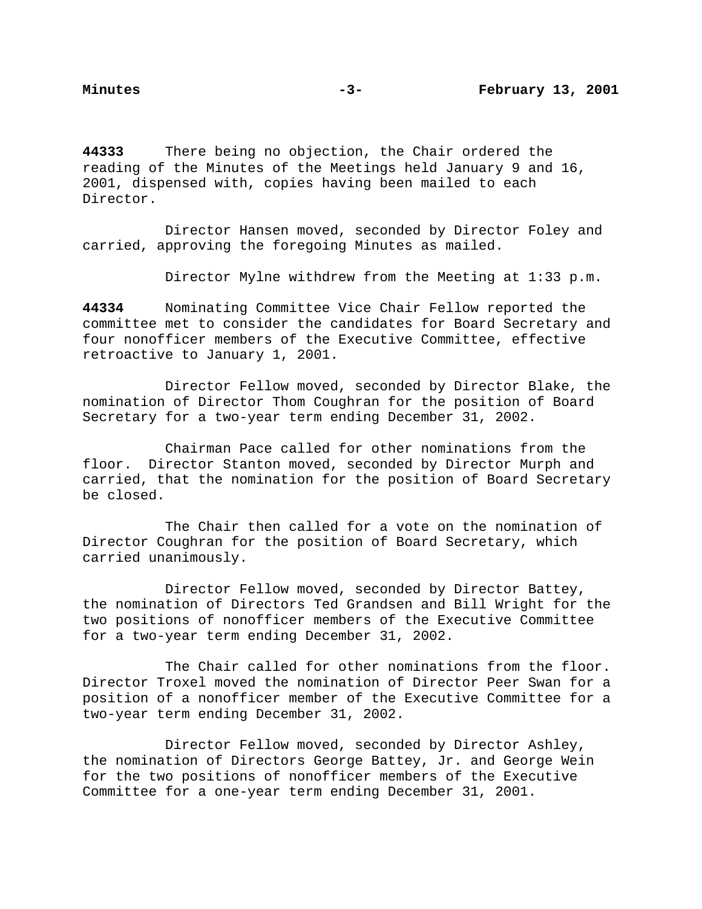**44333** There being no objection, the Chair ordered the reading of the Minutes of the Meetings held January 9 and 16, 2001, dispensed with, copies having been mailed to each Director.

Director Hansen moved, seconded by Director Foley and carried, approving the foregoing Minutes as mailed.

Director Mylne withdrew from the Meeting at 1:33 p.m.

**44334** Nominating Committee Vice Chair Fellow reported the committee met to consider the candidates for Board Secretary and four nonofficer members of the Executive Committee, effective retroactive to January 1, 2001.

Director Fellow moved, seconded by Director Blake, the nomination of Director Thom Coughran for the position of Board Secretary for a two-year term ending December 31, 2002.

Chairman Pace called for other nominations from the floor. Director Stanton moved, seconded by Director Murph and carried, that the nomination for the position of Board Secretary be closed.

The Chair then called for a vote on the nomination of Director Coughran for the position of Board Secretary, which carried unanimously.

Director Fellow moved, seconded by Director Battey, the nomination of Directors Ted Grandsen and Bill Wright for the two positions of nonofficer members of the Executive Committee for a two-year term ending December 31, 2002.

The Chair called for other nominations from the floor. Director Troxel moved the nomination of Director Peer Swan for a position of a nonofficer member of the Executive Committee for a two-year term ending December 31, 2002.

Director Fellow moved, seconded by Director Ashley, the nomination of Directors George Battey, Jr. and George Wein for the two positions of nonofficer members of the Executive Committee for a one-year term ending December 31, 2001.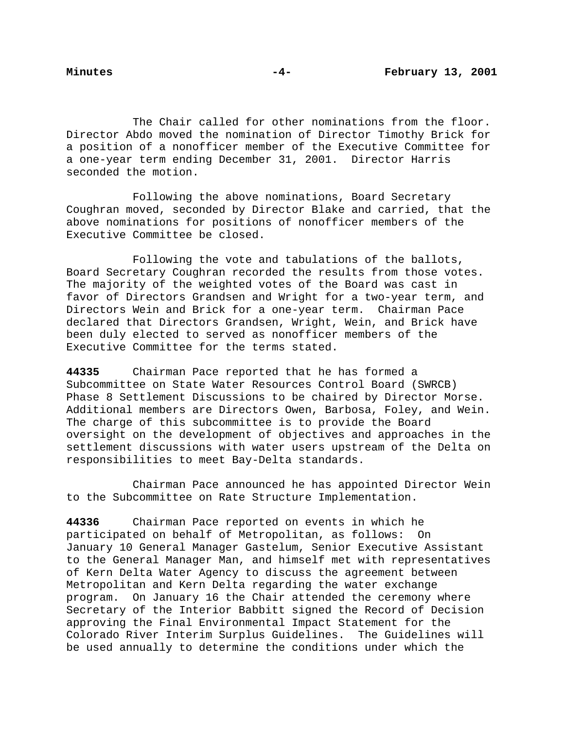The Chair called for other nominations from the floor. Director Abdo moved the nomination of Director Timothy Brick for a position of a nonofficer member of the Executive Committee for a one-year term ending December 31, 2001. Director Harris seconded the motion.

Following the above nominations, Board Secretary Coughran moved, seconded by Director Blake and carried, that the above nominations for positions of nonofficer members of the Executive Committee be closed.

Following the vote and tabulations of the ballots, Board Secretary Coughran recorded the results from those votes. The majority of the weighted votes of the Board was cast in favor of Directors Grandsen and Wright for a two-year term, and Directors Wein and Brick for a one-year term. Chairman Pace declared that Directors Grandsen, Wright, Wein, and Brick have been duly elected to serve as nonofficer members of the Executive Committee for the terms stated.

**44335** Chairman Pace reported that he has formed a Subcommittee on State Water Resources Control Board (SWRCB) Phase 8 Settlement Discussions to be chaired by Director Morse. Additional members are Directors Owen, Barbosa, Foley, and Wein. The charge of this subcommittee is to provide the Board oversight on the development of objectives and approaches in the settlement discussions with water users upstream of the Delta on responsibilities to meet Bay-Delta standards.

Chairman Pace announced he has appointed Director Wein to the Subcommittee on Rate Structure Implementation.

**44336** Chairman Pace reported on events in which he participated on behalf of Metropolitan, as follows: On January 10 General Manager Gastelum, Senior Executive Assistant to the General Manager Man, and himself met with representatives of Kern Delta Water Agency to discuss the agreement between Metropolitan and Kern Delta regarding the water exchange program. On January 16 the Chair attended the ceremony where Secretary of the Interior Babbitt signed the Record of Decision approving the Final Environmental Impact Statement for the Colorado River Interim Surplus Guidelines. The Guidelines will be used annually to determine the conditions under which the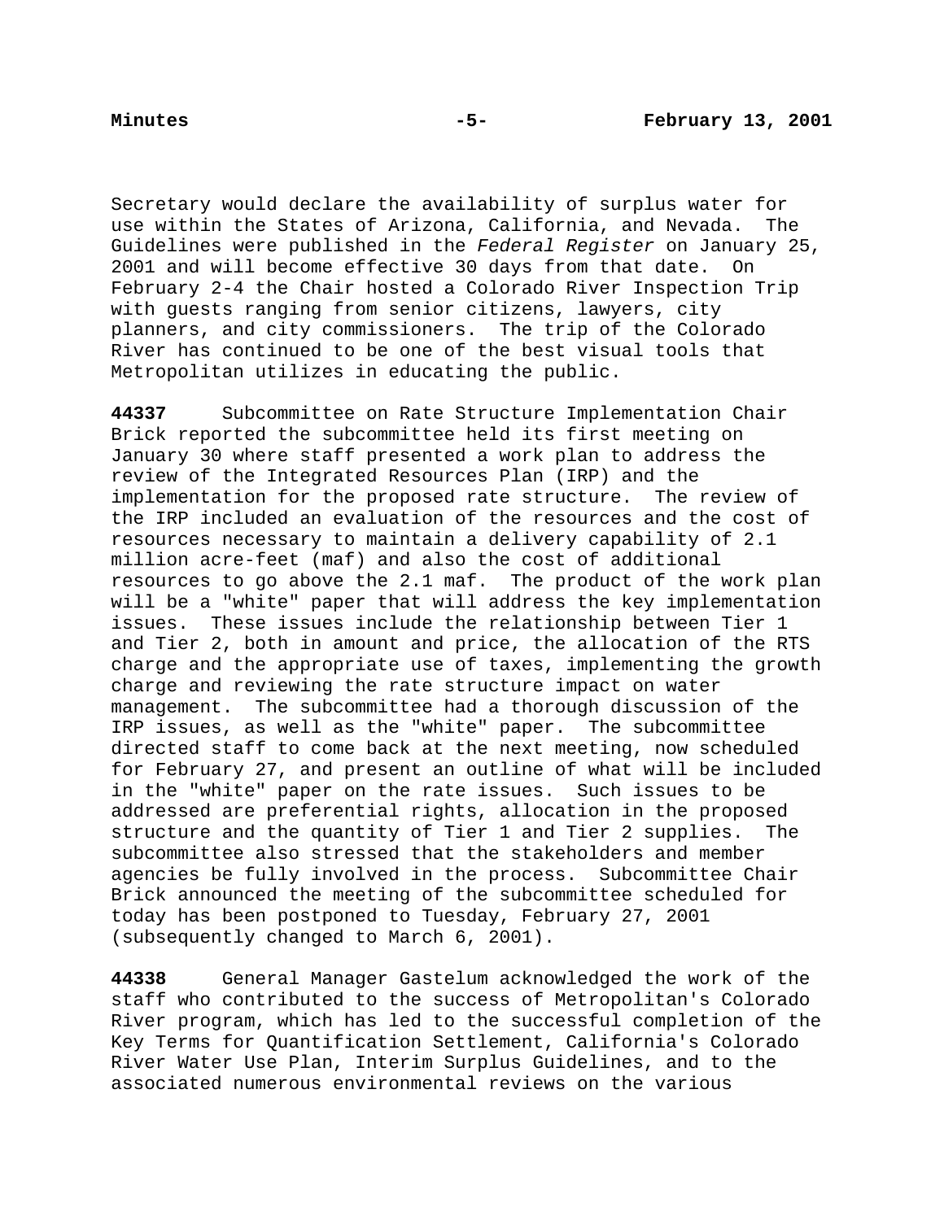Secretary would declare the availability of surplus water for use within the States of Arizona, California, and Nevada. The Guidelines were published in the *Federal Register* on January 25, 2001 and will become effective 30 days from that date. On February 2-4 the Chair hosted a Colorado River Inspection Trip with guests ranging from senior citizens, lawyers, city planners, and city commissioners. The trip of the Colorado River has continued to be one of the best visual tools that Metropolitan utilizes in educating the public.

**44337** Subcommittee on Rate Structure Implementation Chair Brick reported the subcommittee held its first meeting on January 30 where staff presented a work plan to address the review of the Integrated Resources Plan (IRP) and the implementation for the proposed rate structure. The review of the IRP included an evaluation of the resources and the cost of resources necessary to maintain a delivery capability of 2.1 million acre-feet (maf) and also the cost of additional resources to go above the 2.1 maf. The product of the work plan will be a "white" paper that will address the key implementation issues. These issues include the relationship between Tier 1 and Tier 2, both in amount and price, the allocation of the RTS charge and the appropriate use of taxes, implementing the growth charge and reviewing the rate structure impact on water management. The subcommittee had a thorough discussion of the IRP issues, as well as the "white" paper. The subcommittee directed staff to come back at the next meeting, now scheduled for February 27, and present an outline of what will be included in the "white" paper on the rate issues. Such issues to be addressed are preferential rights, allocation in the proposed structure and the quantity of Tier 1 and Tier 2 supplies. The subcommittee also stressed that the stakeholders and member agencies be fully involved in the process. Subcommittee Chair Brick announced the meeting of the subcommittee scheduled for today has been postponed to Tuesday, February 27, 2001 (subsequently changed to March 6, 2001).

**44338** General Manager Gastelum acknowledged the work of the staff who contributed to the success of Metropolitan's Colorado River program, which has led to the successful completion of the Key Terms for Quantification Settlement, California's Colorado River Water Use Plan, Interim Surplus Guidelines, and to the associated numerous environmental reviews on the various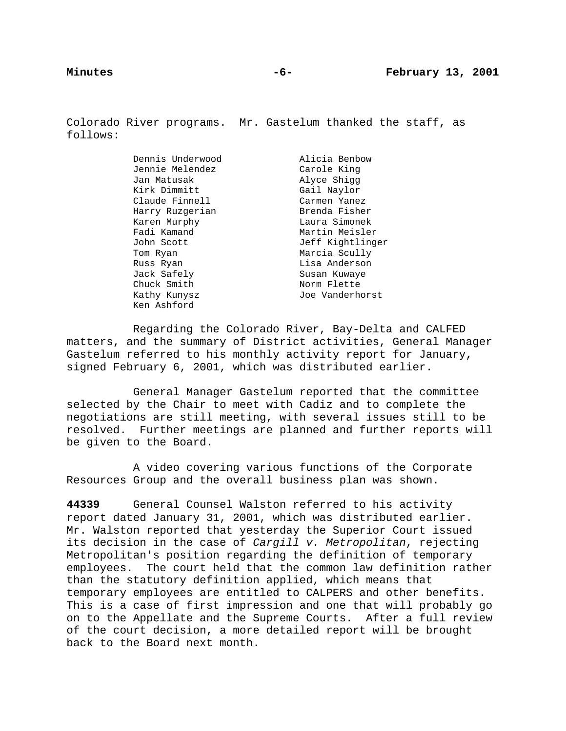Colorado River programs. Mr. Gastelum thanked the staff, as follows:

| | |
|---|---|
| Dennis Underwood | Alicia Benbow |
| Jennie Melendez | Carole King |
| Jan Matusak | Alyce Shigg |
| Kirk Dimmitt | Gail Naylor |
| Claude Finnell | Carmen Yanez |
| Harry Ruzgerian | Brenda Fisher |
| Karen Murphy | Laura Simonek |
| Fadi Kamand | Martin Meisler |
| John Scott | Jeff Kightlinger |
| Tom Ryan | Marcia Scully |
| Russ Ryan | Lisa Anderson |
| Jack Safely | Susan Kuwaye |
| Chuck Smith | Norm Flette |
| Kathy Kunysz | Joe Vanderhorst |
| Ken Ashford | |

Regarding the Colorado River, Bay-Delta and CALFED matters, and the summary of District activities, General Manager Gastelum referred to his monthly activity report for January, signed February 6, 2001, which was distributed earlier.

General Manager Gastelum reported that the committee selected by the Chair to meet with Cadiz and to complete the negotiations are still meeting, with several issues still to be resolved. Further meetings are planned and further reports will be given to the Board.

A video covering various functions of the Corporate Resources Group and the overall business plan was shown.

**44339** General Counsel Walston referred to his activity report dated January 31, 2001, which was distributed earlier. Mr. Walston reported that yesterday the Superior Court issued its decision in the case of *Cargill v. Metropolitan*, rejecting Metropolitan's position regarding the definition of temporary employees. The court held that the common law definition rather than the statutory definition applied, which means that temporary employees are entitled to CALPERS and other benefits. This is a case of first impression and one that will probably go on to the Appellate and the Supreme Courts. After a full review of the court decision, a more detailed report will be brought back to the Board next month.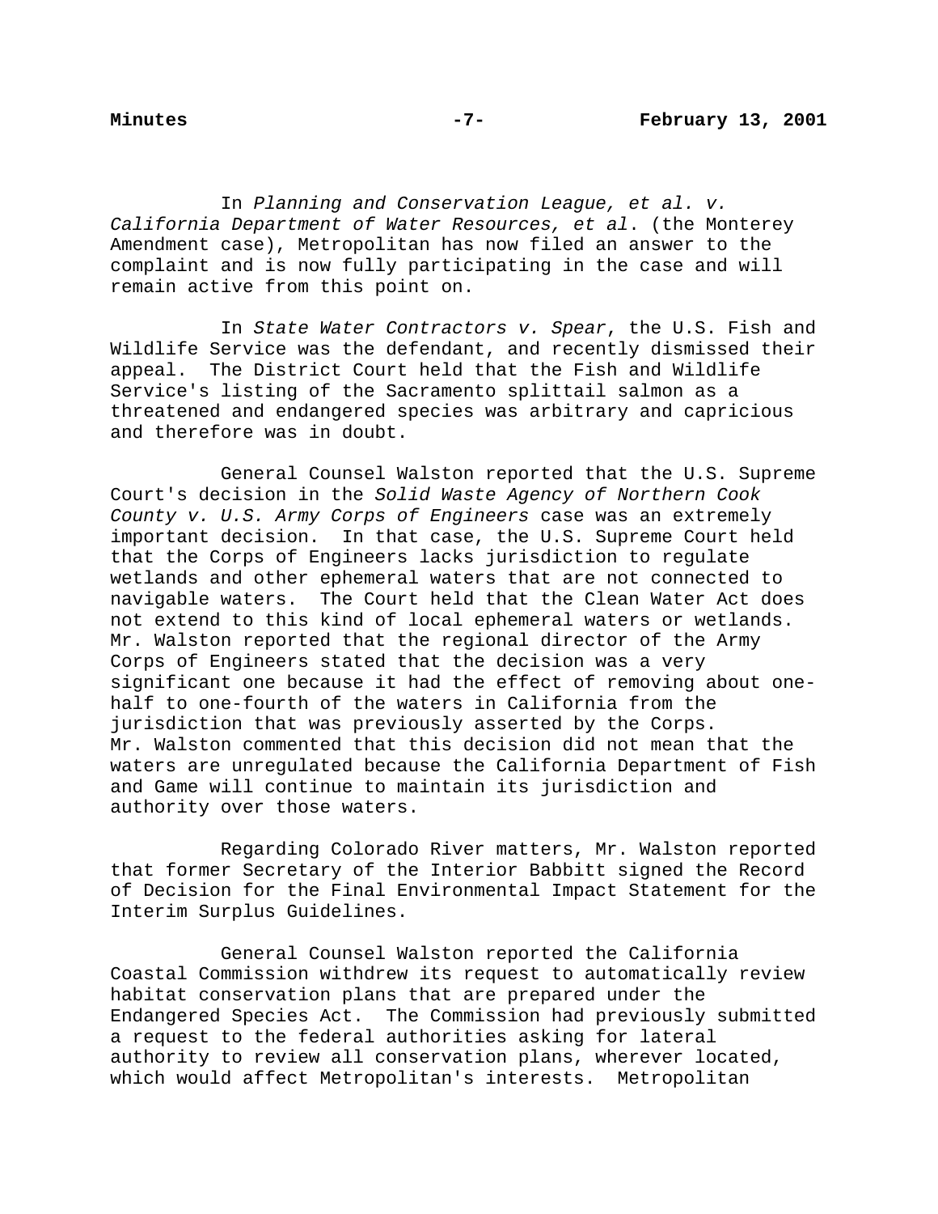In *Planning and Conservation League, et al. v. California Department of Water Resources, et al*. (the Monterey Amendment case), Metropolitan has now filed an answer to the complaint and is now fully participating in the case and will remain active from this point on.

In *State Water Contractors v. Spear*, the U.S. Fish and Wildlife Service was the defendant, and recently dismissed their appeal. The District Court held that the Fish and Wildlife Service's listing of the Sacramento splittail salmon as a threatened and endangered species was arbitrary and capricious and therefore was in doubt.

General Counsel Walston reported that the U.S. Supreme Court's decision in the *Solid Waste Agency of Northern Cook County v. U.S. Army Corps of Engineers* case was an extremely important decision. In that case, the U.S. Supreme Court held that the Corps of Engineers lacks jurisdiction to regulate wetlands and other ephemeral waters that are not connected to navigable waters. The Court held that the Clean Water Act does not extend to this kind of local ephemeral waters or wetlands. Mr. Walston reported that the regional director of the Army Corps of Engineers stated that the decision was a very significant one because it had the effect of removing about one-half to one-fourth of the waters in California from the jurisdiction that was previously asserted by the Corps. Mr. Walston commented that this decision did not mean that the waters are unregulated because the California Department of Fish and Game will continue to maintain its jurisdiction and authority over those waters.

Regarding Colorado River matters, Mr. Walston reported that former Secretary of the Interior Babbitt signed the Record of Decision for the Final Environmental Impact Statement for the Interim Surplus Guidelines.

General Counsel Walston reported the California Coastal Commission withdrew its request to automatically review habitat conservation plans that are prepared under the Endangered Species Act. The Commission had previously submitted a request to the federal authorities asking for lateral authority to review all conservation plans, wherever located, which would affect Metropolitan's interests. Metropolitan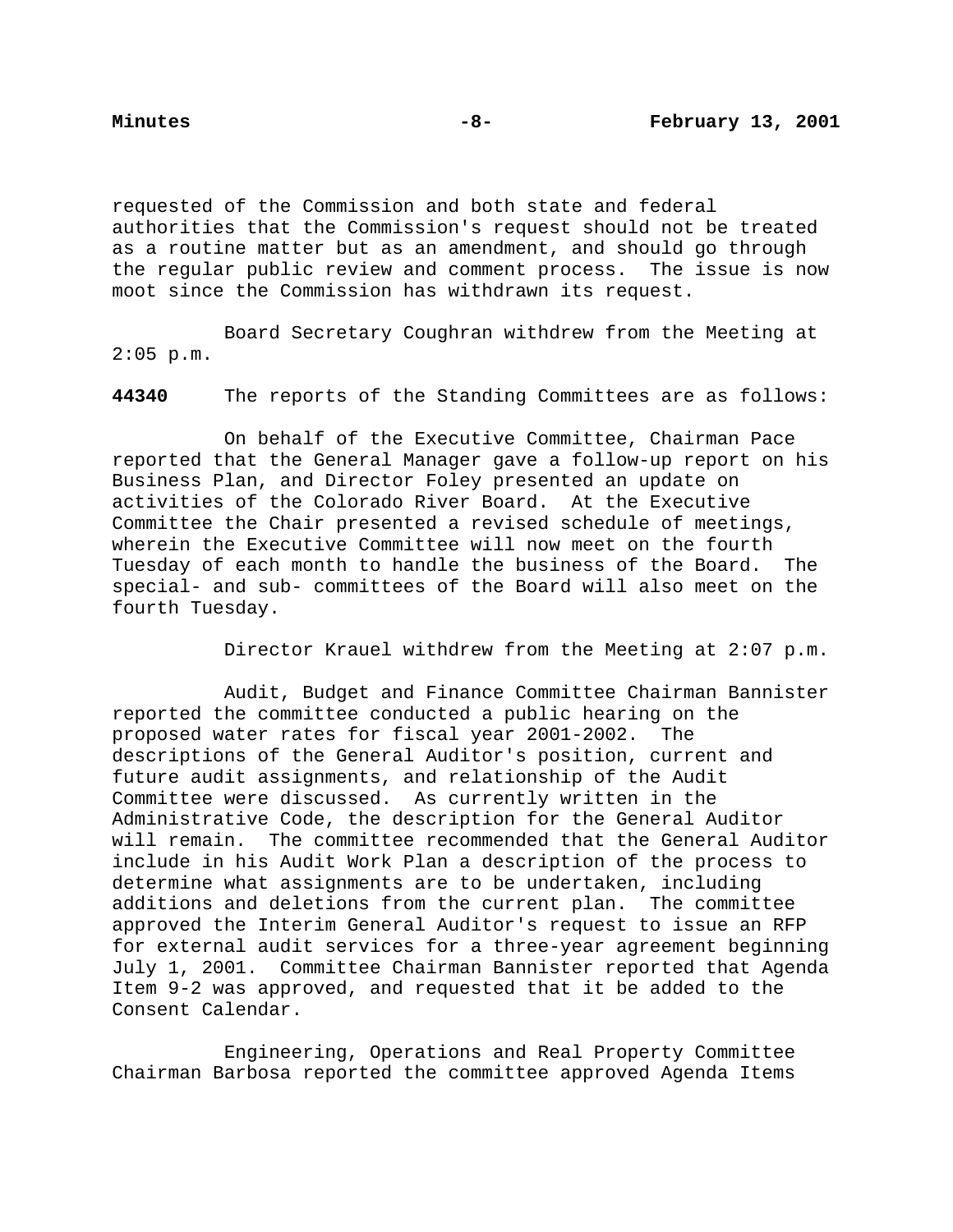requested of the Commission and both state and federal authorities that the Commission's request should not be treated as a routine matter but as an amendment, and should go through the regular public review and comment process. The issue is now moot since the Commission has withdrawn its request.

Board Secretary Coughran withdrew from the Meeting at 2:05 p.m.

**44340** The reports of the Standing Committees are as follows:

On behalf of the Executive Committee, Chairman Pace reported that the General Manager gave a follow-up report on his Business Plan, and Director Foley presented an update on activities of the Colorado River Board. At the Executive Committee the Chair presented a revised schedule of meetings, wherein the Executive Committee will now meet on the fourth Tuesday of each month to handle the business of the Board. The special- and sub- committees of the Board will also meet on the fourth Tuesday.

Director Krauel withdrew from the Meeting at 2:07 p.m.

Audit, Budget and Finance Committee Chairman Bannister reported the committee conducted a public hearing on the proposed water rates for fiscal year 2001-2002. The descriptions of the General Auditor's position, current and future audit assignments, and relationship of the Audit Committee were discussed. As currently written in the Administrative Code, the description for the General Auditor will remain. The committee recommended that the General Auditor include in his Audit Work Plan a description of the process to determine what assignments are to be undertaken, including additions and deletions from the current plan. The committee approved the Interim General Auditor's request to issue an RFP for external audit services for a three-year agreement beginning July 1, 2001. Committee Chairman Bannister reported that Agenda Item 9-2 was approved, and requested that it be added to the Consent Calendar.

Engineering, Operations and Real Property Committee Chairman Barbosa reported the committee approved Agenda Items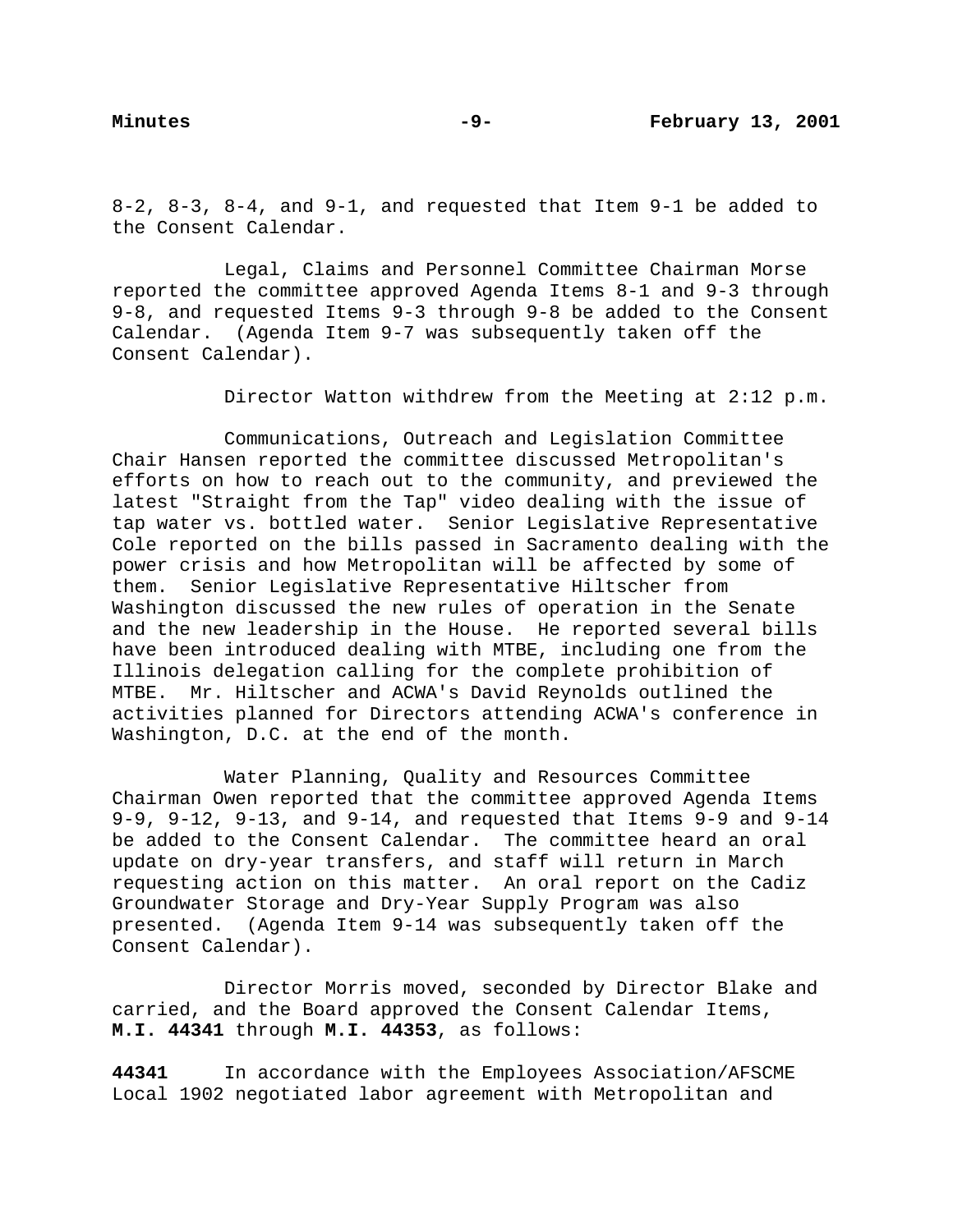8-2, 8-3, 8-4, and 9-1, and requested that Item 9-1 be added to the Consent Calendar.

Legal, Claims and Personnel Committee Chairman Morse reported the committee approved Agenda Items 8-1 and 9-3 through 9-8, and requested Items 9-3 through 9-8 be added to the Consent Calendar. (Agenda Item 9-7 was subsequently taken off the Consent Calendar).

Director Watton withdrew from the Meeting at 2:12 p.m.

Communications, Outreach and Legislation Committee Chair Hansen reported the committee discussed Metropolitan's efforts on how to reach out to the community, and previewed the latest "Straight from the Tap" video dealing with the issue of tap water vs. bottled water. Senior Legislative Representative Cole reported on the bills passed in Sacramento dealing with the power crisis and how Metropolitan will be affected by some of them. Senior Legislative Representative Hiltscher from Washington discussed the new rules of operation in the Senate and the new leadership in the House. He reported several bills have been introduced dealing with MTBE, including one from the Illinois delegation calling for the complete prohibition of MTBE. Mr. Hiltscher and ACWA's David Reynolds outlined the activities planned for Directors attending ACWA's conference in Washington, D.C. at the end of the month.

Water Planning, Quality and Resources Committee Chairman Owen reported that the committee approved Agenda Items 9-9, 9-12, 9-13, and 9-14, and requested that Items 9-9 and 9-14 be added to the Consent Calendar. The committee heard an oral update on dry-year transfers, and staff will return in March requesting action on this matter. An oral report on the Cadiz Groundwater Storage and Dry-Year Supply Program was also presented. (Agenda Item 9-14 was subsequently taken off the Consent Calendar).

Director Morris moved, seconded by Director Blake and carried, and the Board approved the Consent Calendar Items, **M.I. 44341** through **M.I. 44353**, as follows:

**44341** In accordance with the Employees Association/AFSCME Local 1902 negotiated labor agreement with Metropolitan and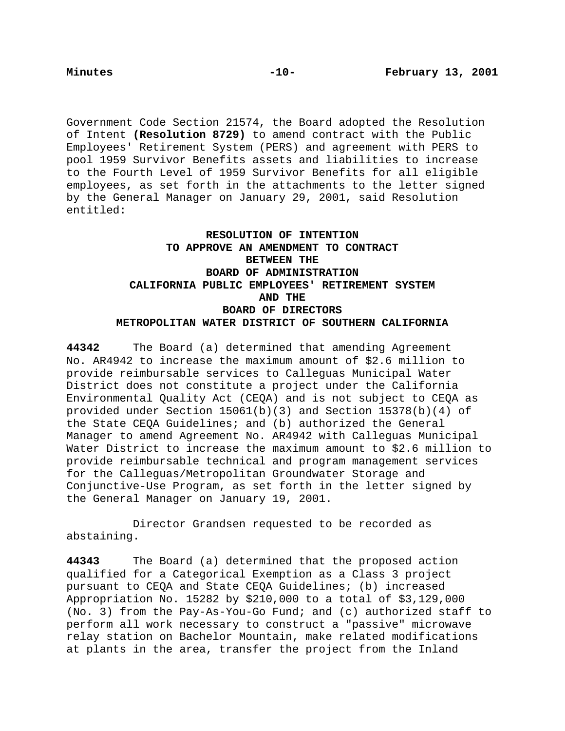Government Code Section 21574, the Board adopted the Resolution of Intent **(Resolution 8729)** to amend contract with the Public Employees' Retirement System (PERS) and agreement with PERS to pool 1959 Survivor Benefits assets and liabilities to increase to the Fourth Level of 1959 Survivor Benefits for all eligible employees, as set forth in the attachments to the letter signed by the General Manager on January 29, 2001, said Resolution entitled:

**RESOLUTION OF INTENTION<br>TO APPROVE AN AMENDMENT TO CONTRACT<br>BETWEEN THE<br>BOARD OF ADMINISTRATION<br>CALIFORNIA PUBLIC EMPLOYEES' RETIREMENT SYSTEM<br>AND THE<br>BOARD OF DIRECTORS<br>METROPOLITAN WATER DISTRICT OF SOUTHERN CALIFORNIA**

**44342** The Board (a) determined that amending Agreement No. AR4942 to increase the maximum amount of $2.6 million to provide reimbursable services to Calleguas Municipal Water District does not constitute a project under the California Environmental Quality Act (CEQA) and is not subject to CEQA as provided under Section 15061(b)(3) and Section 15378(b)(4) of the State CEQA Guidelines; and (b) authorized the General Manager to amend Agreement No. AR4942 with Calleguas Municipal Water District to increase the maximum amount to $2.6 million to provide reimbursable technical and program management services for the Calleguas/Metropolitan Groundwater Storage and Conjunctive-Use Program, as set forth in the letter signed by the General Manager on January 19, 2001.

Director Grandsen requested to be recorded as abstaining.

**44343** The Board (a) determined that the proposed action qualified for a Categorical Exemption as a Class 3 project pursuant to CEQA and State CEQA Guidelines; (b) increased Appropriation No. 15282 by $210,000 to a total of $3,129,000 (No. 3) from the Pay-As-You-Go Fund; and (c) authorized staff to perform all work necessary to construct a "passive" microwave relay station on Bachelor Mountain, make related modifications at plants in the area, transfer the project from the Inland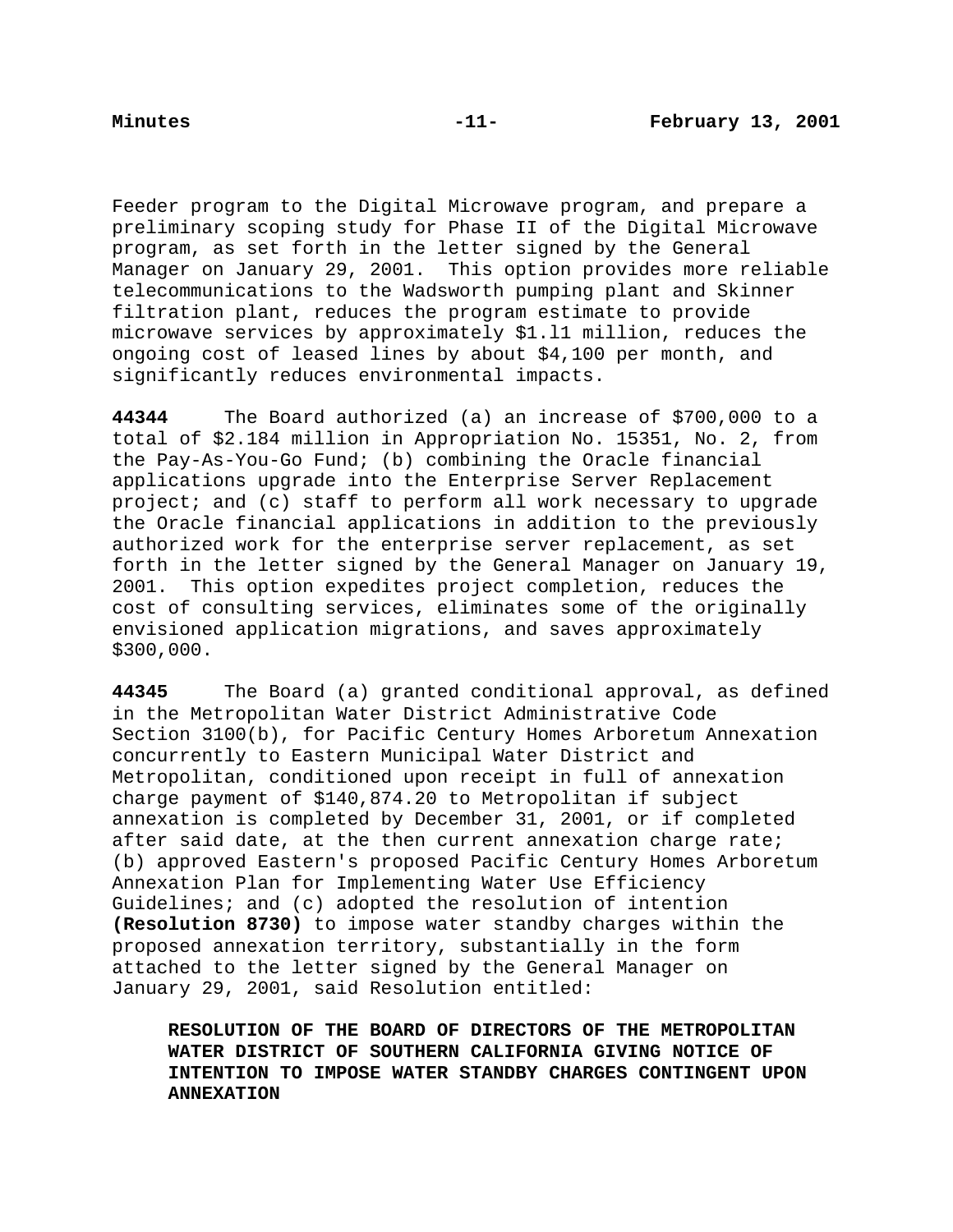Feeder program to the Digital Microwave program, and prepare a preliminary scoping study for Phase II of the Digital Microwave program, as set forth in the letter signed by the General Manager on January 29, 2001. This option provides more reliable telecommunications to the Wadsworth pumping plant and Skinner filtration plant, reduces the program estimate to provide microwave services by approximately $1.l1 million, reduces the ongoing cost of leased lines by about $4,100 per month, and significantly reduces environmental impacts.

**44344** The Board authorized (a) an increase of $700,000 to a total of $2.184 million in Appropriation No. 15351, No. 2, from the Pay-As-You-Go Fund; (b) combining the Oracle financial applications upgrade into the Enterprise Server Replacement project; and (c) staff to perform all work necessary to upgrade the Oracle financial applications in addition to the previously authorized work for the enterprise server replacement, as set forth in the letter signed by the General Manager on January 19, 2001. This option expedites project completion, reduces the cost of consulting services, eliminates some of the originally envisioned application migrations, and saves approximately $300,000.

**44345** The Board (a) granted conditional approval, as defined in the Metropolitan Water District Administrative Code Section 3100(b), for Pacific Century Homes Arboretum Annexation concurrently to Eastern Municipal Water District and Metropolitan, conditioned upon receipt in full of annexation charge payment of $140,874.20 to Metropolitan if subject annexation is completed by December 31, 2001, or if completed after said date, at the then current annexation charge rate; (b) approved Eastern's proposed Pacific Century Homes Arboretum Annexation Plan for Implementing Water Use Efficiency Guidelines; and (c) adopted the resolution of intention **(Resolution 8730)** to impose water standby charges within the proposed annexation territory, substantially in the form attached to the letter signed by the General Manager on January 29, 2001, said Resolution entitled:

> **RESOLUTION OF THE BOARD OF DIRECTORS OF THE METROPOLITAN WATER DISTRICT OF SOUTHERN CALIFORNIA GIVING NOTICE OF INTENTION TO IMPOSE WATER STANDBY CHARGES CONTINGENT UPON ANNEXATION**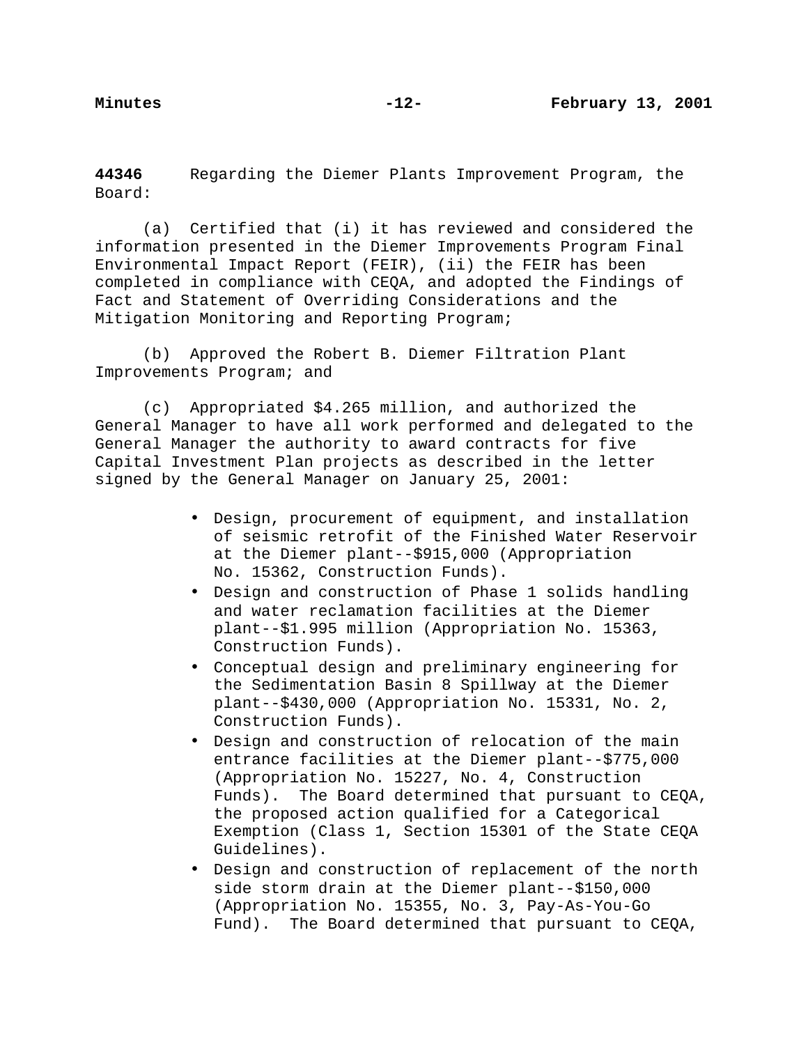**44346** Regarding the Diemer Plants Improvement Program, the Board:

(a) Certified that (i) it has reviewed and considered the information presented in the Diemer Improvements Program Final Environmental Impact Report (FEIR), (ii) the FEIR has been completed in compliance with CEQA, and adopted the Findings of Fact and Statement of Overriding Considerations and the Mitigation Monitoring and Reporting Program;

(b) Approved the Robert B. Diemer Filtration Plant Improvements Program; and

(c) Appropriated $4.265 million, and authorized the General Manager to have all work performed and delegated to the General Manager the authority to award contracts for five Capital Investment Plan projects as described in the letter signed by the General Manager on January 25, 2001:

- Design, procurement of equipment, and installation of seismic retrofit of the Finished Water Reservoir at the Diemer plant--$915,000 (Appropriation No. 15362, Construction Funds).
- Design and construction of Phase 1 solids handling and water reclamation facilities at the Diemer plant--$1.995 million (Appropriation No. 15363, Construction Funds).
- Conceptual design and preliminary engineering for the Sedimentation Basin 8 Spillway at the Diemer plant--$430,000 (Appropriation No. 15331, No. 2, Construction Funds).
- Design and construction of relocation of the main entrance facilities at the Diemer plant--$775,000 (Appropriation No. 15227, No. 4, Construction Funds). The Board determined that pursuant to CEQA, the proposed action qualified for a Categorical Exemption (Class 1, Section 15301 of the State CEQA Guidelines).
- Design and construction of replacement of the north side storm drain at the Diemer plant--$150,000 (Appropriation No. 15355, No. 3, Pay-As-You-Go Fund). The Board determined that pursuant to CEQA,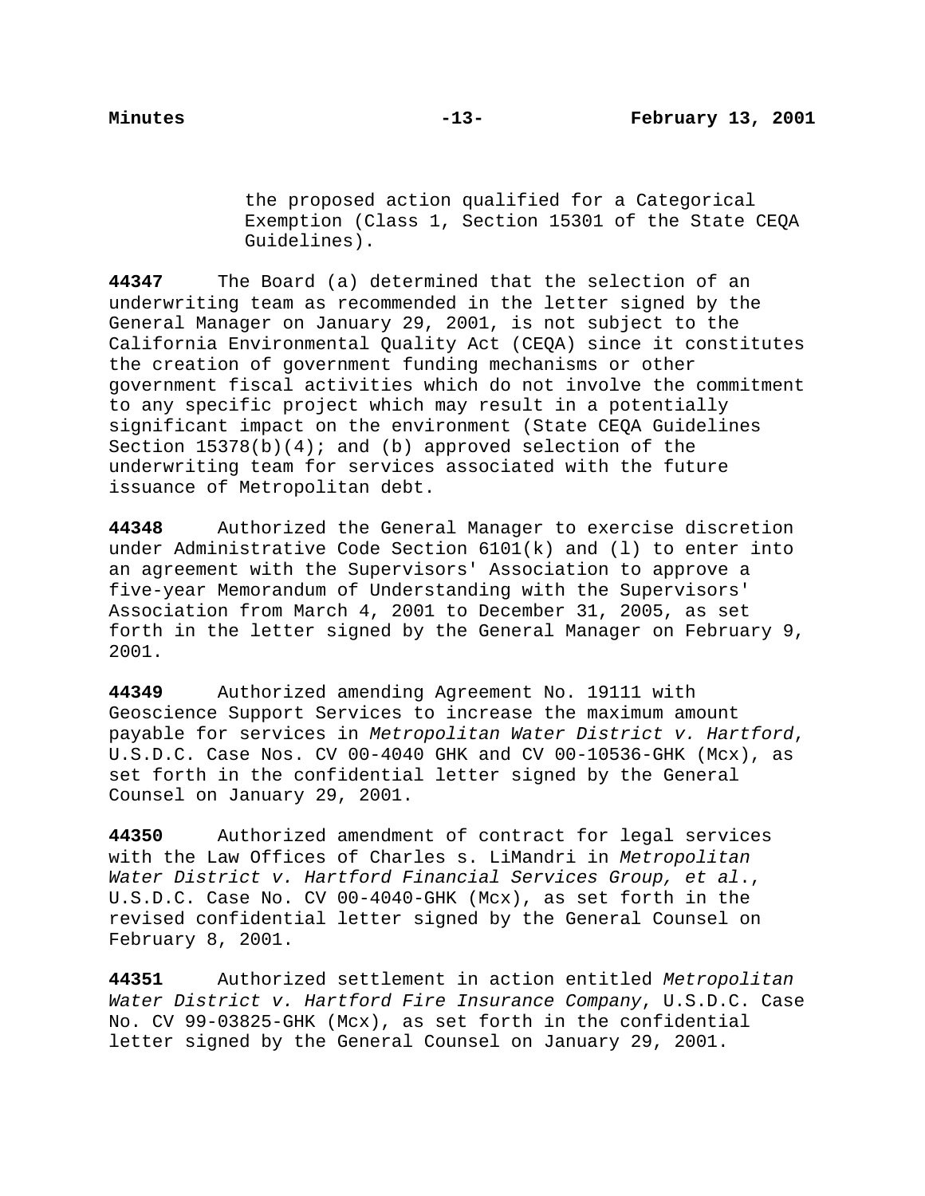the proposed action qualified for a Categorical Exemption (Class 1, Section 15301 of the State CEQA Guidelines).

**44347** The Board (a) determined that the selection of an underwriting team as recommended in the letter signed by the General Manager on January 29, 2001, is not subject to the California Environmental Quality Act (CEQA) since it constitutes the creation of government funding mechanisms or other government fiscal activities which do not involve the commitment to any specific project which may result in a potentially significant impact on the environment (State CEQA Guidelines Section 15378(b)(4); and (b) approved selection of the underwriting team for services associated with the future issuance of Metropolitan debt.

**44348** Authorized the General Manager to exercise discretion under Administrative Code Section 6101(k) and (l) to enter into an agreement with the Supervisors' Association to approve a five-year Memorandum of Understanding with the Supervisors' Association from March 4, 2001 to December 31, 2005, as set forth in the letter signed by the General Manager on February 9, 2001.

**44349** Authorized amending Agreement No. 19111 with Geoscience Support Services to increase the maximum amount payable for services in *Metropolitan Water District v. Hartford*, U.S.D.C. Case Nos. CV 00-4040 GHK and CV 00-10536-GHK (Mcx), as set forth in the confidential letter signed by the General Counsel on January 29, 2001.

**44350** Authorized amendment of contract for legal services with the Law Offices of Charles s. LiMandri in *Metropolitan Water District v. Hartford Financial Services Group, et al*., U.S.D.C. Case No. CV 00-4040-GHK (Mcx), as set forth in the revised confidential letter signed by the General Counsel on February 8, 2001.

**44351** Authorized settlement in action entitled *Metropolitan Water District v. Hartford Fire Insurance Company*, U.S.D.C. Case No. CV 99-03825-GHK (Mcx), as set forth in the confidential letter signed by the General Counsel on January 29, 2001.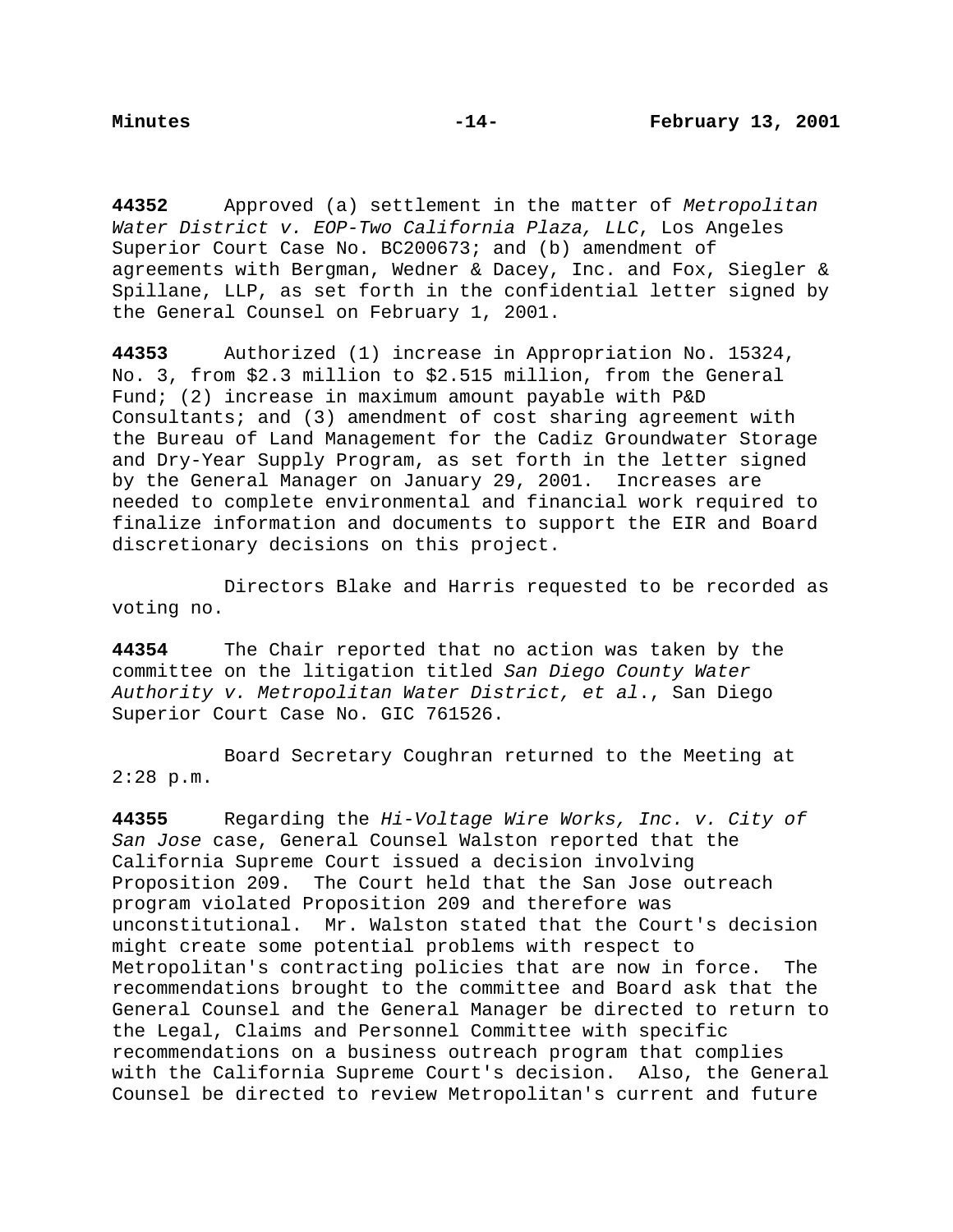**44352** Approved (a) settlement in the matter of *Metropolitan Water District v. EOP-Two California Plaza, LLC*, Los Angeles Superior Court Case No. BC200673; and (b) amendment of agreements with Bergman, Wedner & Dacey, Inc. and Fox, Siegler & Spillane, LLP, as set forth in the confidential letter signed by the General Counsel on February 1, 2001.

**44353** Authorized (1) increase in Appropriation No. 15324, No. 3, from $2.3 million to $2.515 million, from the General Fund; (2) increase in maximum amount payable with P&D Consultants; and (3) amendment of cost sharing agreement with the Bureau of Land Management for the Cadiz Groundwater Storage and Dry-Year Supply Program, as set forth in the letter signed by the General Manager on January 29, 2001. Increases are needed to complete environmental and financial work required to finalize information and documents to support the EIR and Board discretionary decisions on this project.

Directors Blake and Harris requested to be recorded as voting no.

**44354** The Chair reported that no action was taken by the committee on the litigation titled *San Diego County Water Authority v. Metropolitan Water District, et al.*, San Diego Superior Court Case No. GIC 761526.

Board Secretary Coughran returned to the Meeting at 2:28 p.m.

**44355** Regarding the *Hi-Voltage Wire Works, Inc. v. City of San Jose* case, General Counsel Walston reported that the California Supreme Court issued a decision involving Proposition 209. The Court held that the San Jose outreach program violated Proposition 209 and therefore was unconstitutional. Mr. Walston stated that the Court's decision might create some potential problems with respect to Metropolitan's contracting policies that are now in force. The recommendations brought to the committee and Board ask that the General Counsel and the General Manager be directed to return to the Legal, Claims and Personnel Committee with specific recommendations on a business outreach program that complies with the California Supreme Court's decision. Also, the General Counsel be directed to review Metropolitan's current and future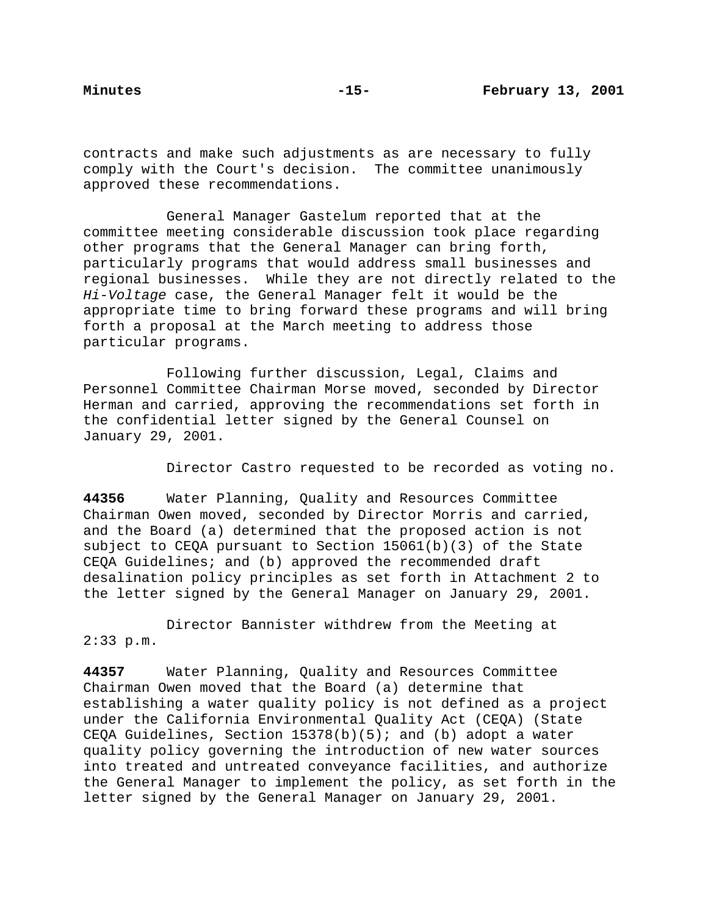contracts and make such adjustments as are necessary to fully comply with the Court's decision. The committee unanimously approved these recommendations.

General Manager Gastelum reported that at the committee meeting considerable discussion took place regarding other programs that the General Manager can bring forth, particularly programs that would address small businesses and regional businesses. While they are not directly related to the *Hi-Voltage* case, the General Manager felt it would be the appropriate time to bring forward these programs and will bring forth a proposal at the March meeting to address those particular programs.

Following further discussion, Legal, Claims and Personnel Committee Chairman Morse moved, seconded by Director Herman and carried, approving the recommendations set forth in the confidential letter signed by the General Counsel on January 29, 2001.

Director Castro requested to be recorded as voting no.

**44356** Water Planning, Quality and Resources Committee Chairman Owen moved, seconded by Director Morris and carried, and the Board (a) determined that the proposed action is not subject to CEQA pursuant to Section 15061(b)(3) of the State CEQA Guidelines; and (b) approved the recommended draft desalination policy principles as set forth in Attachment 2 to the letter signed by the General Manager on January 29, 2001.

Director Bannister withdrew from the Meeting at 2:33 p.m.

**44357** Water Planning, Quality and Resources Committee Chairman Owen moved that the Board (a) determine that establishing a water quality policy is not defined as a project under the California Environmental Quality Act (CEQA) (State CEQA Guidelines, Section 15378(b)(5); and (b) adopt a water quality policy governing the introduction of new water sources into treated and untreated conveyance facilities, and authorize the General Manager to implement the policy, as set forth in the letter signed by the General Manager on January 29, 2001.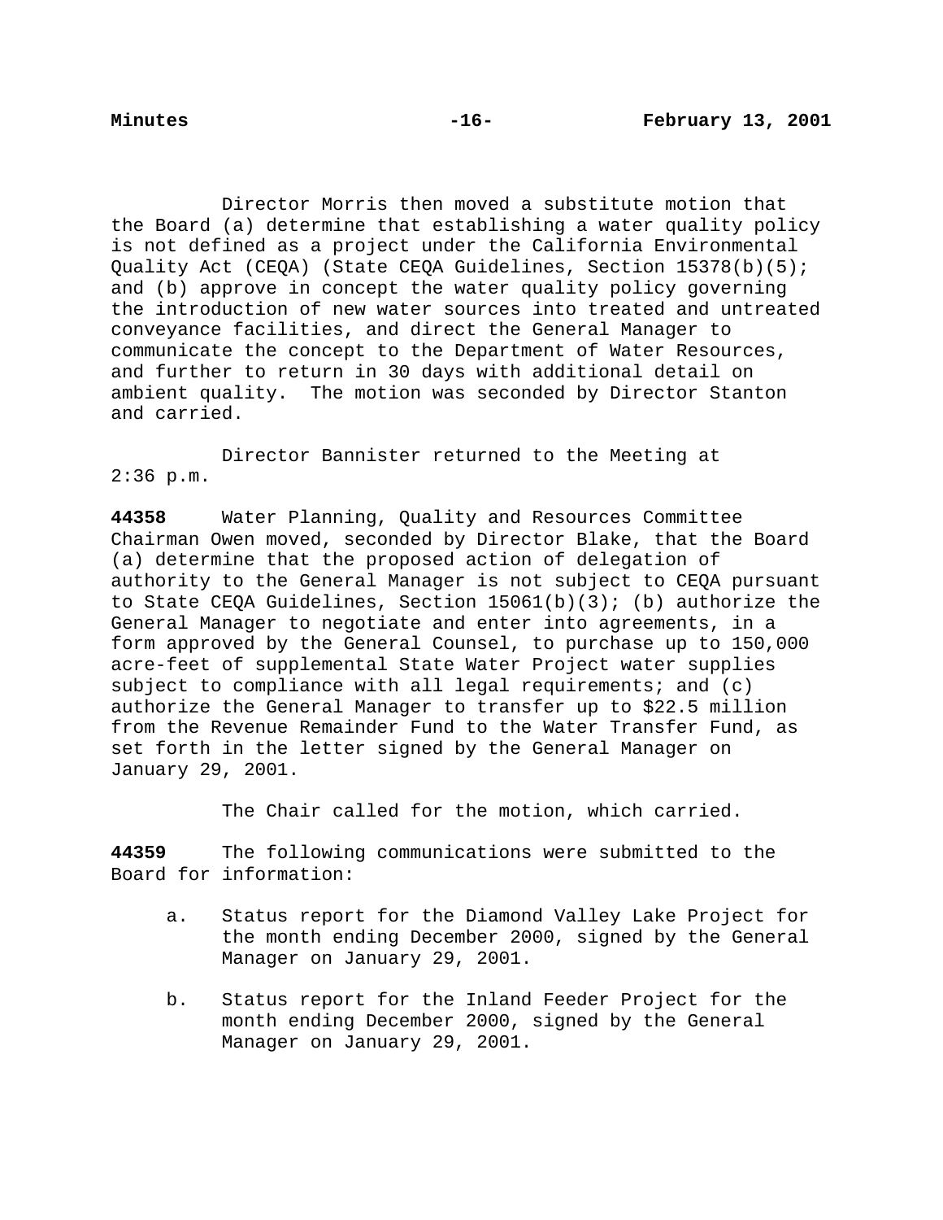Director Morris then moved a substitute motion that the Board (a) determine that establishing a water quality policy is not defined as a project under the California Environmental Quality Act (CEQA) (State CEQA Guidelines, Section 15378(b)(5); and (b) approve in concept the water quality policy governing the introduction of new water sources into treated and untreated conveyance facilities, and direct the General Manager to communicate the concept to the Department of Water Resources, and further to return in 30 days with additional detail on ambient quality. The motion was seconded by Director Stanton and carried.

Director Bannister returned to the Meeting at 2:36 p.m.

**44358** Water Planning, Quality and Resources Committee Chairman Owen moved, seconded by Director Blake, that the Board (a) determine that the proposed action of delegation of authority to the General Manager is not subject to CEQA pursuant to State CEQA Guidelines, Section 15061(b)(3); (b) authorize the General Manager to negotiate and enter into agreements, in a form approved by the General Counsel, to purchase up to 150,000 acre-feet of supplemental State Water Project water supplies subject to compliance with all legal requirements; and (c) authorize the General Manager to transfer up to $22.5 million from the Revenue Remainder Fund to the Water Transfer Fund, as set forth in the letter signed by the General Manager on January 29, 2001.

The Chair called for the motion, which carried.

**44359** The following communications were submitted to the Board for information:

a. Status report for the Diamond Valley Lake Project for the month ending December 2000, signed by the General Manager on January 29, 2001.

b. Status report for the Inland Feeder Project for the month ending December 2000, signed by the General Manager on January 29, 2001.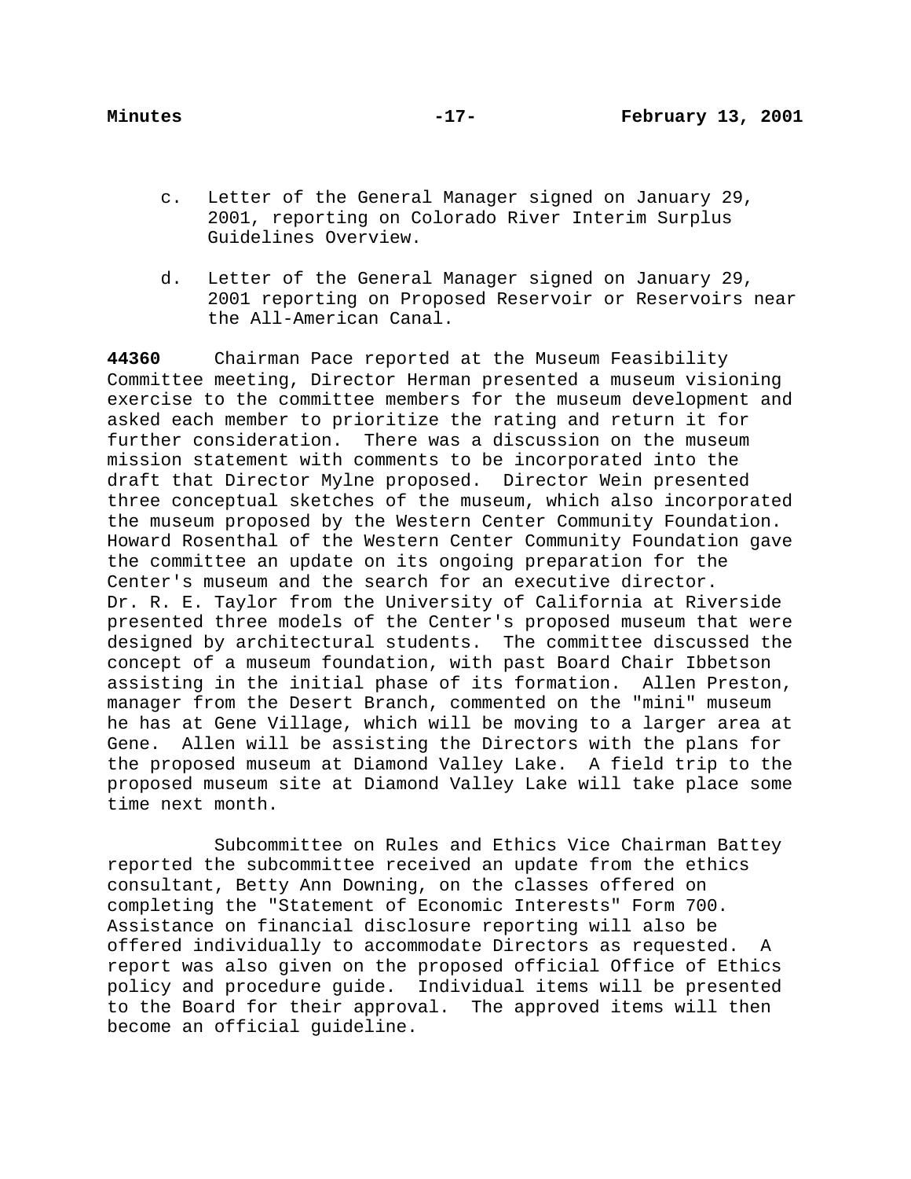c. Letter of the General Manager signed on January 29, 2001, reporting on Colorado River Interim Surplus Guidelines Overview.

d. Letter of the General Manager signed on January 29, 2001 reporting on Proposed Reservoir or Reservoirs near the All-American Canal.

**44360** Chairman Pace reported at the Museum Feasibility Committee meeting, Director Herman presented a museum visioning exercise to the committee members for the museum development and asked each member to prioritize the rating and return it for further consideration. There was a discussion on the museum mission statement with comments to be incorporated into the draft that Director Mylne proposed. Director Wein presented three conceptual sketches of the museum, which also incorporated the museum proposed by the Western Center Community Foundation. Howard Rosenthal of the Western Center Community Foundation gave the committee an update on its ongoing preparation for the Center's museum and the search for an executive director. Dr. R. E. Taylor from the University of California at Riverside presented three models of the Center's proposed museum that were designed by architectural students. The committee discussed the concept of a museum foundation, with past Board Chair Ibbetson assisting in the initial phase of its formation. Allen Preston, manager from the Desert Branch, commented on the "mini" museum he has at Gene Village, which will be moving to a larger area at Gene. Allen will be assisting the Directors with the plans for the proposed museum at Diamond Valley Lake. A field trip to the proposed museum site at Diamond Valley Lake will take place some time next month.

Subcommittee on Rules and Ethics Vice Chairman Battey reported the subcommittee received an update from the ethics consultant, Betty Ann Downing, on the classes offered on completing the "Statement of Economic Interests" Form 700. Assistance on financial disclosure reporting will also be offered individually to accommodate Directors as requested. A report was also given on the proposed official Office of Ethics policy and procedure guide. Individual items will be presented to the Board for their approval. The approved items will then become an official guideline.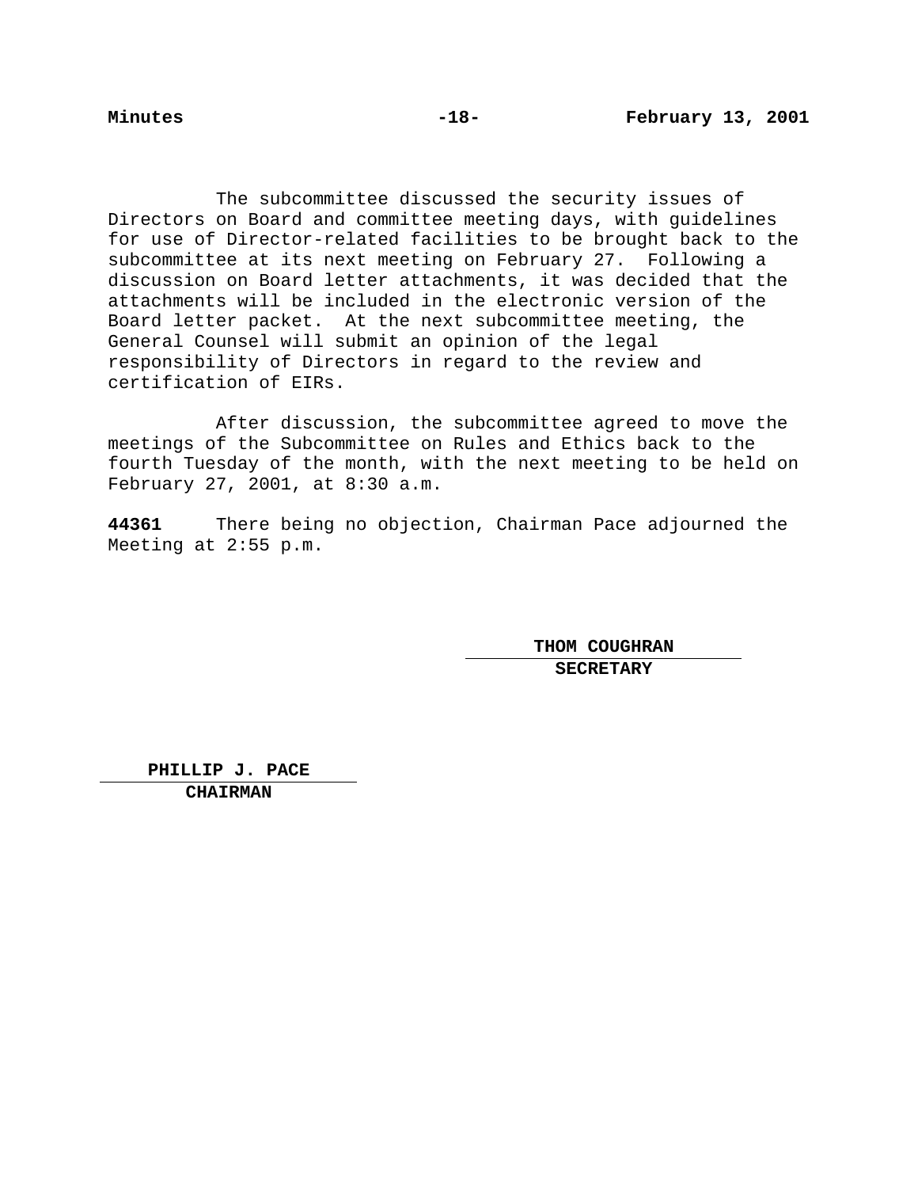The subcommittee discussed the security issues of Directors on Board and committee meeting days, with guidelines for use of Director-related facilities to be brought back to the subcommittee at its next meeting on February 27. Following a discussion on Board letter attachments, it was decided that the attachments will be included in the electronic version of the Board letter packet. At the next subcommittee meeting, the General Counsel will submit an opinion of the legal responsibility of Directors in regard to the review and certification of EIRs.

After discussion, the subcommittee agreed to move the meetings of the Subcommittee on Rules and Ethics back to the fourth Tuesday of the month, with the next meeting to be held on February 27, 2001, at 8:30 a.m.

**44361** There being no objection, Chairman Pace adjourned the Meeting at 2:55 p.m.

**THOM COUGHRAN**
**SECRETARY**

**PHILLIP J. PACE**
**CHAIRMAN**